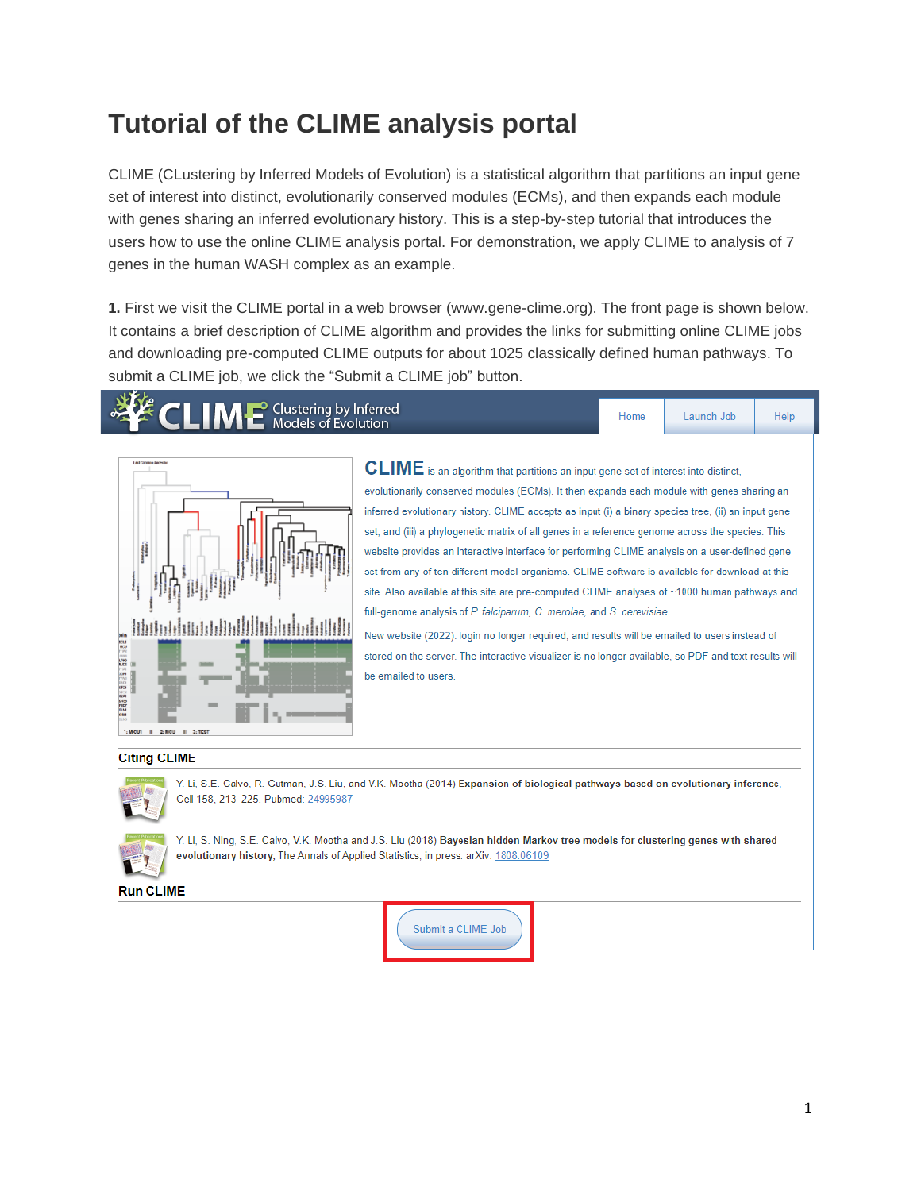# Tutorial of the CLIME analysis portal

CLIME (CLustering by Inferred Models of Evolution) is a statistical algorithm that partitions an input gene set of interest into distinct, evolutionarily conserved modules (ECMs), and then expands each module with genes sharing an inferred evolutionary history. This is a step-by-step tutorial that introduces the users how to use the online CLIME analysis portal. For demonstration, we apply CLIME to analysis of 7 genes in the human WASH complex as an example.

**1.** First we visit the CLIME portal in a web browser (www.gene-clime.org). The front page is shown below. It contains a brief description of CLIME algorithm and provides the links for submitting online CLIME jobs and downloading pre-computed CLIME outputs for about 1025 classically defined human pathways. To submit a CLIME job, we click the "Submit a CLIME job" button.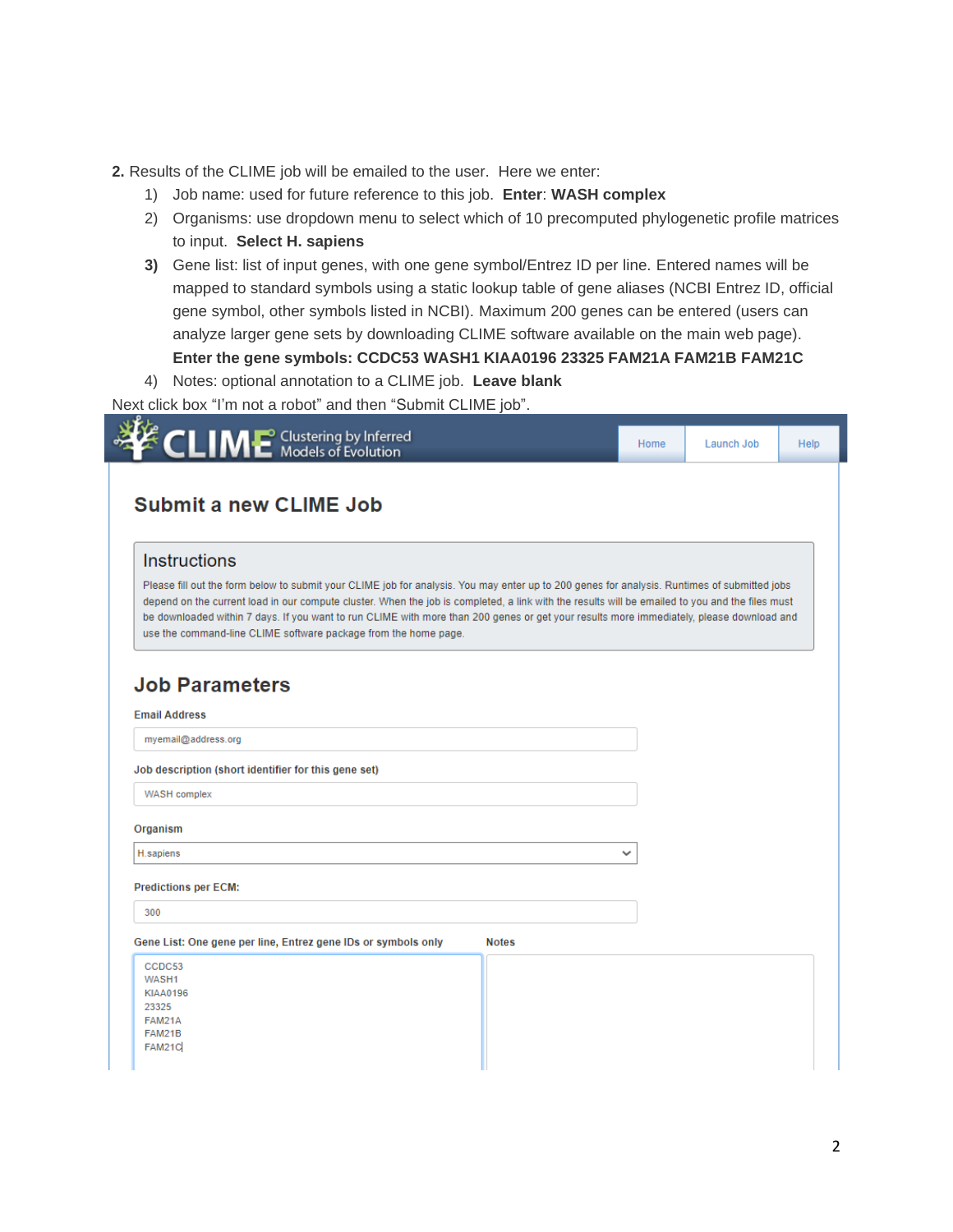**2.** Results of the CLIME job will be emailed to the user. Here we enter:

1) Job name: used for future reference to this job. **Enter**: **WASH complex**
2) Organisms: use dropdown menu to select which of 10 precomputed phylogenetic profile matrices to input. **Select H. sapiens**
3) Gene list: list of input genes, with one gene symbol/Entrez ID per line. Entered names will be mapped to standard symbols using a static lookup table of gene aliases (NCBI Entrez ID, official gene symbol, other symbols listed in NCBI). Maximum 200 genes can be entered (users can analyze larger gene sets by downloading CLIME software available on the main web page). **Enter the gene symbols: CCDC53 WASH1 KIAA0196 23325 FAM21A FAM21B FAM21C**
4) Notes: optional annotation to a CLIME job. **Leave blank**

Next click box "I'm not a robot" and then "Submit CLIME job".

CLIME Clustering by Inferred Models of Evolution

Home | Launch Job | Help

## Submit a new CLIME Job

### Instructions

Please fill out the form below to submit your CLIME job for analysis. You may enter up to 200 genes for analysis. Runtimes of submitted jobs depend on the current load in our compute cluster. When the job is completed, a link with the results will be emailed to you and the files must be downloaded within 7 days. If you want to run CLIME with more than 200 genes or get your results more immediately, please download and use the command-line CLIME software package from the home page.

## Job Parameters

**Email Address**

myemail@address.org

**Job description (short identifier for this gene set)**

WASH complex

**Organism**

H.sapiens

**Predictions per ECM:**

300

**Gene List: One gene per line, Entrez gene IDs or symbols only**

```
CCDC53
WASH1
KIAA0196
23325
FAM21A
FAM21B
FAM21C
```

**Notes**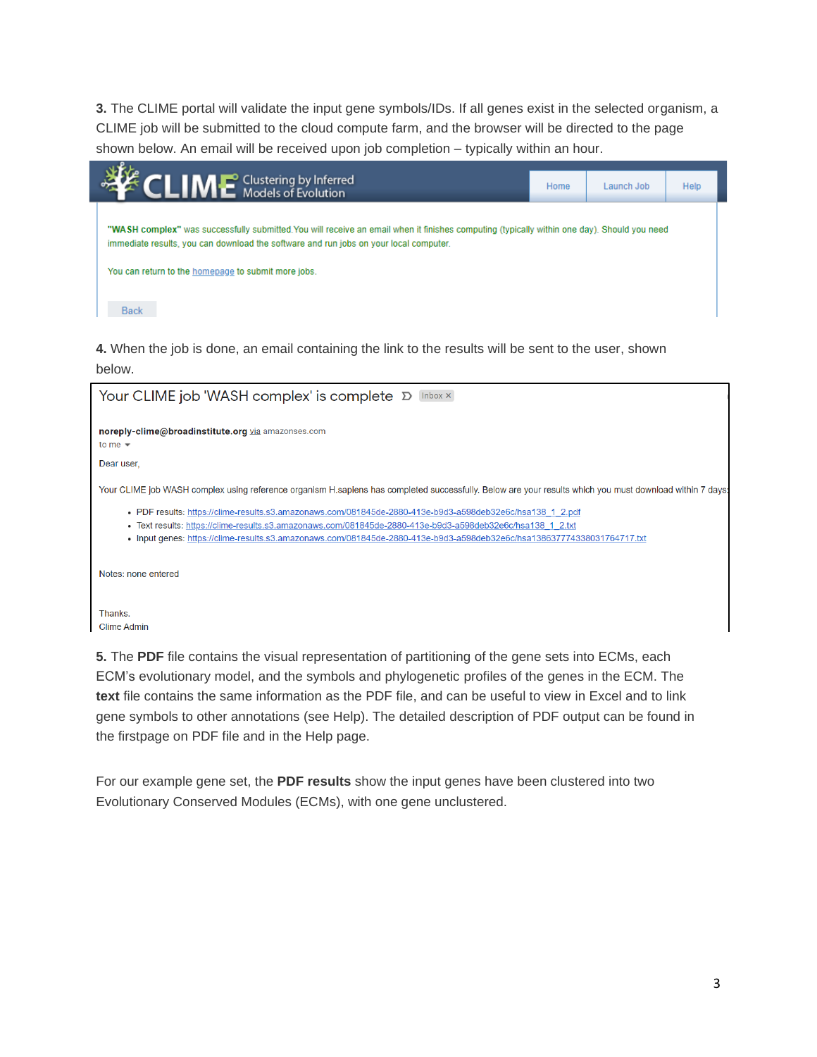**3.** The CLIME portal will validate the input gene symbols/IDs. If all genes exist in the selected organism, a CLIME job will be submitted to the cloud compute farm, and the browser will be directed to the page shown below. An email will be received upon job completion – typically within an hour.

**4.** When the job is done, an email containing the link to the results will be sent to the user, shown below.

**5.** The **PDF** file contains the visual representation of partitioning of the gene sets into ECMs, each ECM's evolutionary model, and the symbols and phylogenetic profiles of the genes in the ECM. The **text** file contains the same information as the PDF file, and can be useful to view in Excel and to link gene symbols to other annotations (see Help). The detailed description of PDF output can be found in the firstpage on PDF file and in the Help page.

For our example gene set, the **PDF results** show the input genes have been clustered into two Evolutionary Conserved Modules (ECMs), with one gene unclustered.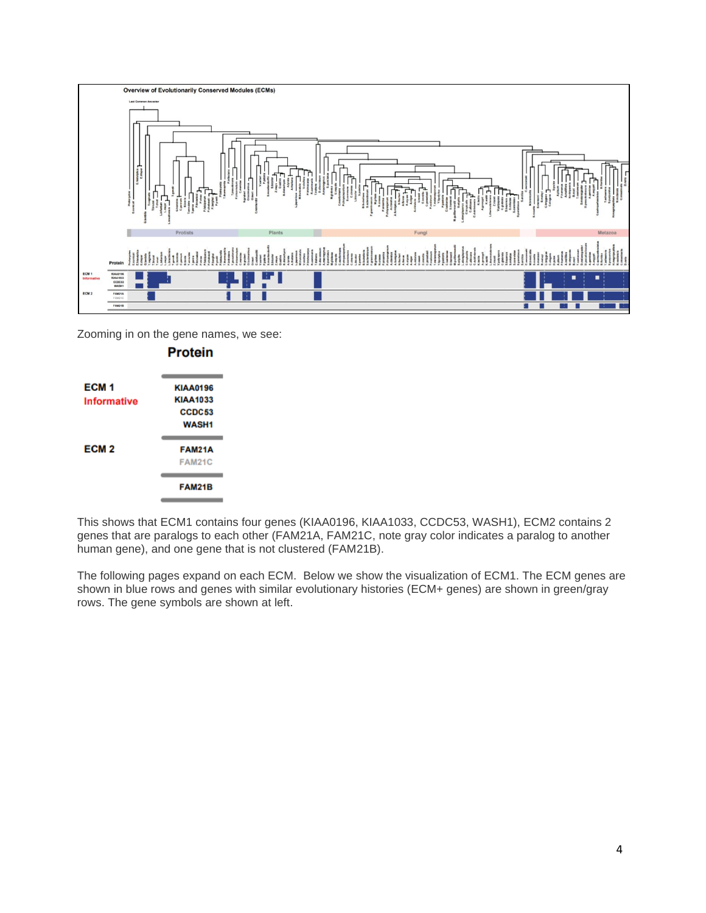Zooming in on the gene names, we see:

| | Protein |
|---|---|
| **ECM 1** **Informative** | **KIAA0196** |
| | **KIAA1033** |
| | **CCDC53** |
| | **WASH1** |
| **ECM 2** | **FAM21A** |
| | FAM21C |
| | **FAM21B** |

This shows that ECM1 contains four genes (KIAA0196, KIAA1033, CCDC53, WASH1), ECM2 contains 2 genes that are paralogs to each other (FAM21A, FAM21C, note gray color indicates a paralog to another human gene), and one gene that is not clustered (FAM21B).

The following pages expand on each ECM. Below we show the visualization of ECM1. The ECM genes are shown in blue rows and genes with similar evolutionary histories (ECM+ genes) are shown in green/gray rows. The gene symbols are shown at left.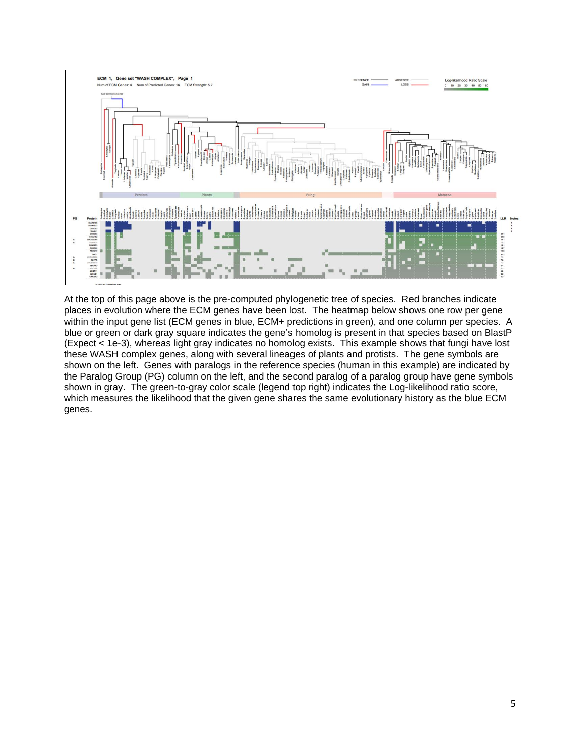At the top of this page above is the pre-computed phylogenetic tree of species. Red branches indicate places in evolution where the ECM genes have been lost. The heatmap below shows one row per gene within the input gene list (ECM genes in blue, ECM+ predictions in green), and one column per species. A blue or green or dark gray square indicates the gene's homolog is present in that species based on BlastP (Expect < 1e-3), whereas light gray indicates no homolog exists. This example shows that fungi have lost these WASH complex genes, along with several lineages of plants and protists. The gene symbols are shown on the left. Genes with paralogs in the reference species (human in this example) are indicated by the Paralog Group (PG) column on the left, and the second paralog of a paralog group have gene symbols shown in gray. The green-to-gray color scale (legend top right) indicates the Log-likelihood ratio score, which measures the likelihood that the given gene shares the same evolutionary history as the blue ECM genes.